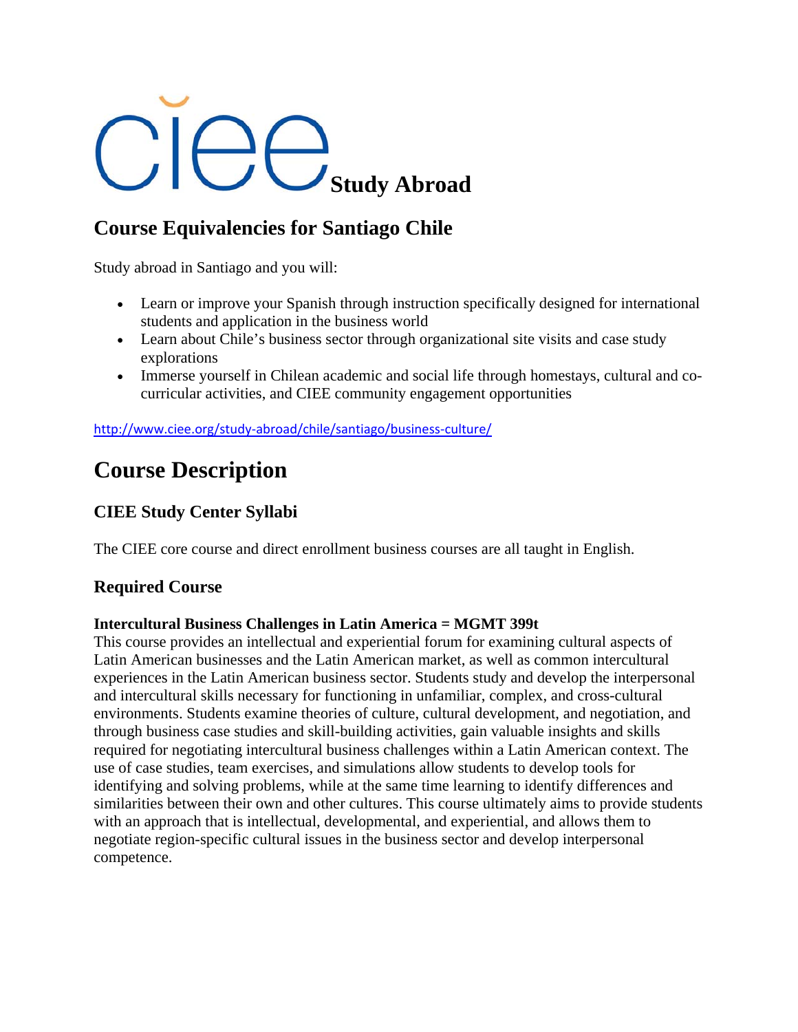# ciee Study Abroad

## Course Equivalencies for Santiago Chile

Study abroad in Santiago and you will:

- Learn or improve your Spanish through instruction specifically designed for international students and application in the business world
- Learn about Chile's business sector through organizational site visits and case study explorations
- Immerse yourself in Chilean academic and social life through homestays, cultural and co-curricular activities, and CIEE community engagement opportunities

http://www.ciee.org/study-abroad/chile/santiago/business-culture/

# Course Description

## CIEE Study Center Syllabi

The CIEE core course and direct enrollment business courses are all taught in English.

## Required Course

**Intercultural Business Challenges in Latin America = MGMT 399t**

This course provides an intellectual and experiential forum for examining cultural aspects of Latin American businesses and the Latin American market, as well as common intercultural experiences in the Latin American business sector. Students study and develop the interpersonal and intercultural skills necessary for functioning in unfamiliar, complex, and cross-cultural environments. Students examine theories of culture, cultural development, and negotiation, and through business case studies and skill-building activities, gain valuable insights and skills required for negotiating intercultural business challenges within a Latin American context. The use of case studies, team exercises, and simulations allow students to develop tools for identifying and solving problems, while at the same time learning to identify differences and similarities between their own and other cultures. This course ultimately aims to provide students with an approach that is intellectual, developmental, and experiential, and allows them to negotiate region-specific cultural issues in the business sector and develop interpersonal competence.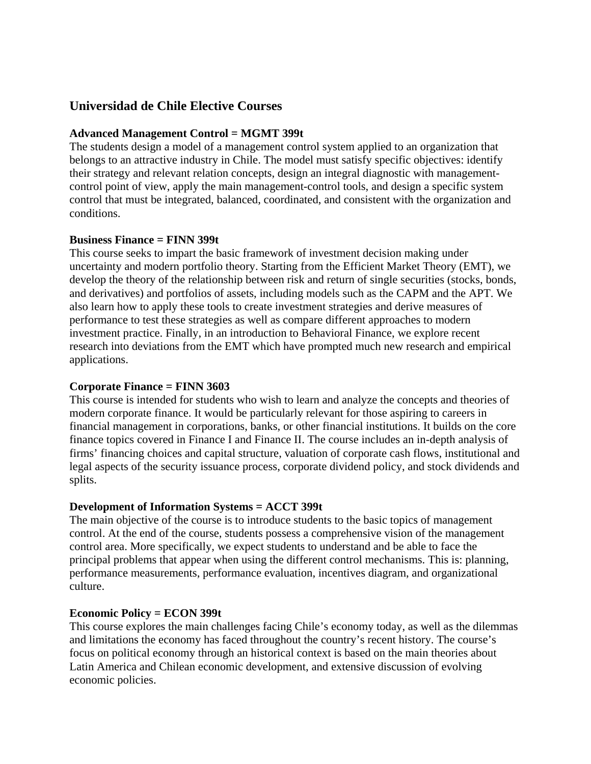## Universidad de Chile Elective Courses

**Advanced Management Control = MGMT 399t**

The students design a model of a management control system applied to an organization that belongs to an attractive industry in Chile. The model must satisfy specific objectives: identify their strategy and relevant relation concepts, design an integral diagnostic with management-control point of view, apply the main management-control tools, and design a specific system control that must be integrated, balanced, coordinated, and consistent with the organization and conditions.

**Business Finance = FINN 399t**

This course seeks to impart the basic framework of investment decision making under uncertainty and modern portfolio theory. Starting from the Efficient Market Theory (EMT), we develop the theory of the relationship between risk and return of single securities (stocks, bonds, and derivatives) and portfolios of assets, including models such as the CAPM and the APT. We also learn how to apply these tools to create investment strategies and derive measures of performance to test these strategies as well as compare different approaches to modern investment practice. Finally, in an introduction to Behavioral Finance, we explore recent research into deviations from the EMT which have prompted much new research and empirical applications.

**Corporate Finance = FINN 3603**

This course is intended for students who wish to learn and analyze the concepts and theories of modern corporate finance. It would be particularly relevant for those aspiring to careers in financial management in corporations, banks, or other financial institutions. It builds on the core finance topics covered in Finance I and Finance II. The course includes an in-depth analysis of firms' financing choices and capital structure, valuation of corporate cash flows, institutional and legal aspects of the security issuance process, corporate dividend policy, and stock dividends and splits.

**Development of Information Systems = ACCT 399t**

The main objective of the course is to introduce students to the basic topics of management control. At the end of the course, students possess a comprehensive vision of the management control area. More specifically, we expect students to understand and be able to face the principal problems that appear when using the different control mechanisms. This is: planning, performance measurements, performance evaluation, incentives diagram, and organizational culture.

**Economic Policy = ECON 399t**

This course explores the main challenges facing Chile's economy today, as well as the dilemmas and limitations the economy has faced throughout the country's recent history. The course's focus on political economy through an historical context is based on the main theories about Latin America and Chilean economic development, and extensive discussion of evolving economic policies.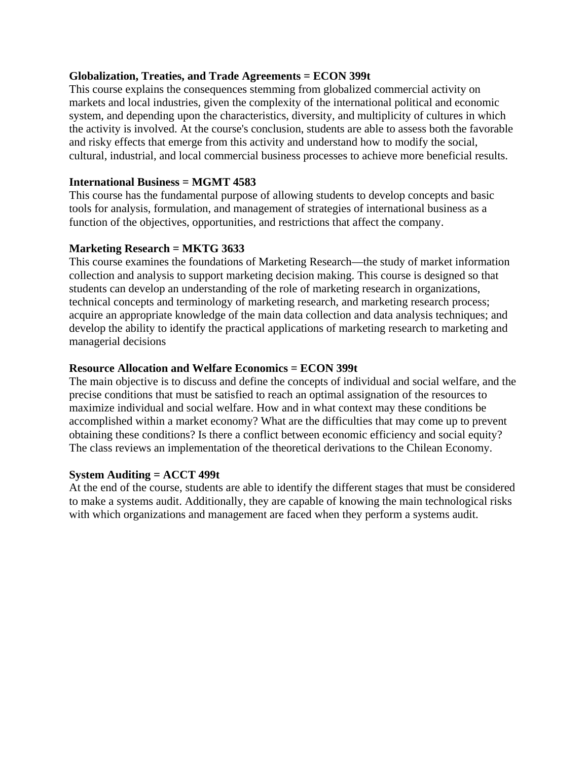**Globalization, Treaties, and Trade Agreements = ECON 399t**
This course explains the consequences stemming from globalized commercial activity on markets and local industries, given the complexity of the international political and economic system, and depending upon the characteristics, diversity, and multiplicity of cultures in which the activity is involved. At the course's conclusion, students are able to assess both the favorable and risky effects that emerge from this activity and understand how to modify the social, cultural, industrial, and local commercial business processes to achieve more beneficial results.

**International Business = MGMT 4583**
This course has the fundamental purpose of allowing students to develop concepts and basic tools for analysis, formulation, and management of strategies of international business as a function of the objectives, opportunities, and restrictions that affect the company.

**Marketing Research = MKTG 3633**
This course examines the foundations of Marketing Research—the study of market information collection and analysis to support marketing decision making. This course is designed so that students can develop an understanding of the role of marketing research in organizations, technical concepts and terminology of marketing research, and marketing research process; acquire an appropriate knowledge of the main data collection and data analysis techniques; and develop the ability to identify the practical applications of marketing research to marketing and managerial decisions

**Resource Allocation and Welfare Economics = ECON 399t**
The main objective is to discuss and define the concepts of individual and social welfare, and the precise conditions that must be satisfied to reach an optimal assignation of the resources to maximize individual and social welfare. How and in what context may these conditions be accomplished within a market economy? What are the difficulties that may come up to prevent obtaining these conditions? Is there a conflict between economic efficiency and social equity? The class reviews an implementation of the theoretical derivations to the Chilean Economy.

**System Auditing = ACCT 499t**
At the end of the course, students are able to identify the different stages that must be considered to make a systems audit. Additionally, they are capable of knowing the main technological risks with which organizations and management are faced when they perform a systems audit.